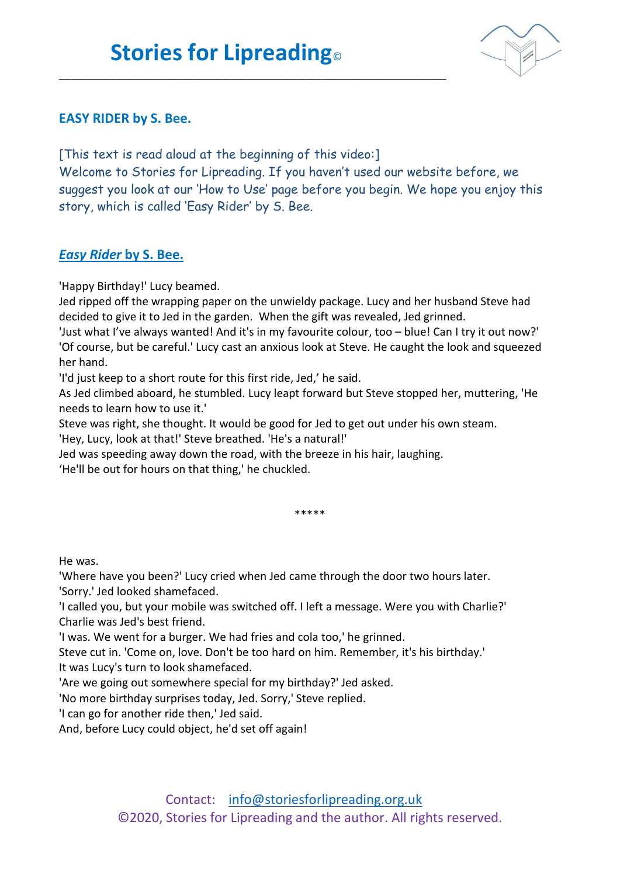# Stories for Lipreading©

**EASY RIDER by S. Bee.**

[This text is read aloud at the beginning of this video:]
Welcome to Stories for Lipreading. If you haven't used our website before, we suggest you look at our 'How to Use' page before you begin. We hope you enjoy this story, which is called 'Easy Rider' by S. Bee.

***Easy Rider* by S. Bee.**

'Happy Birthday!' Lucy beamed.
Jed ripped off the wrapping paper on the unwieldy package. Lucy and her husband Steve had decided to give it to Jed in the garden. When the gift was revealed, Jed grinned.
'Just what I've always wanted! And it's in my favourite colour, too – blue! Can I try it out now?'
'Of course, but be careful.' Lucy cast an anxious look at Steve. He caught the look and squeezed her hand.
'I'd just keep to a short route for this first ride, Jed,' he said.
As Jed climbed aboard, he stumbled. Lucy leapt forward but Steve stopped her, muttering, 'He needs to learn how to use it.'
Steve was right, she thought. It would be good for Jed to get out under his own steam.
'Hey, Lucy, look at that!' Steve breathed. 'He's a natural!'
Jed was speeding away down the road, with the breeze in his hair, laughing.
'He'll be out for hours on that thing,' he chuckled.

*****

He was.
'Where have you been?' Lucy cried when Jed came through the door two hours later.
'Sorry.' Jed looked shamefaced.
'I called you, but your mobile was switched off. I left a message. Were you with Charlie?'
Charlie was Jed's best friend.
'I was. We went for a burger. We had fries and cola too,' he grinned.
Steve cut in. 'Come on, love. Don't be too hard on him. Remember, it's his birthday.'
It was Lucy's turn to look shamefaced.
'Are we going out somewhere special for my birthday?' Jed asked.
'No more birthday surprises today, Jed. Sorry,' Steve replied.
'I can go for another ride then,' Jed said.
And, before Lucy could object, he'd set off again!

Contact: info@storiesforlipreading.org.uk
©2020, Stories for Lipreading and the author. All rights reserved.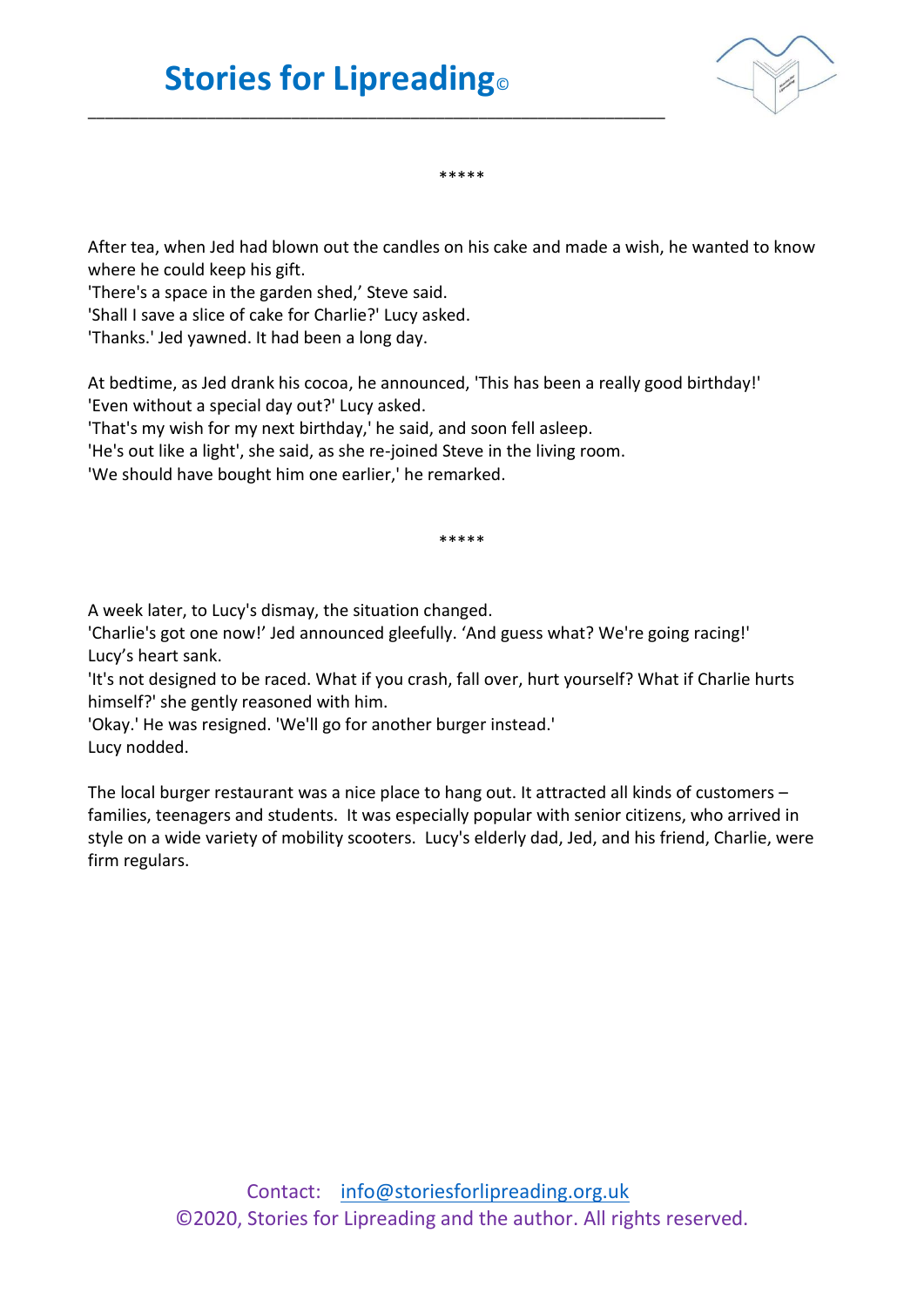\*\*\*\*\*

After tea, when Jed had blown out the candles on his cake and made a wish, he wanted to know where he could keep his gift.
'There's a space in the garden shed,' Steve said.
'Shall I save a slice of cake for Charlie?' Lucy asked.
'Thanks.' Jed yawned. It had been a long day.

At bedtime, as Jed drank his cocoa, he announced, 'This has been a really good birthday!'
'Even without a special day out?' Lucy asked.
'That's my wish for my next birthday,' he said, and soon fell asleep.
'He's out like a light', she said, as she re-joined Steve in the living room.
'We should have bought him one earlier,' he remarked.

\*\*\*\*\*

A week later, to Lucy's dismay, the situation changed.
'Charlie's got one now!' Jed announced gleefully. 'And guess what? We're going racing!'
Lucy's heart sank.
'It's not designed to be raced. What if you crash, fall over, hurt yourself? What if Charlie hurts himself?' she gently reasoned with him.
'Okay.' He was resigned. 'We'll go for another burger instead.'
Lucy nodded.

The local burger restaurant was a nice place to hang out. It attracted all kinds of customers – families, teenagers and students. It was especially popular with senior citizens, who arrived in style on a wide variety of mobility scooters. Lucy's elderly dad, Jed, and his friend, Charlie, were firm regulars.